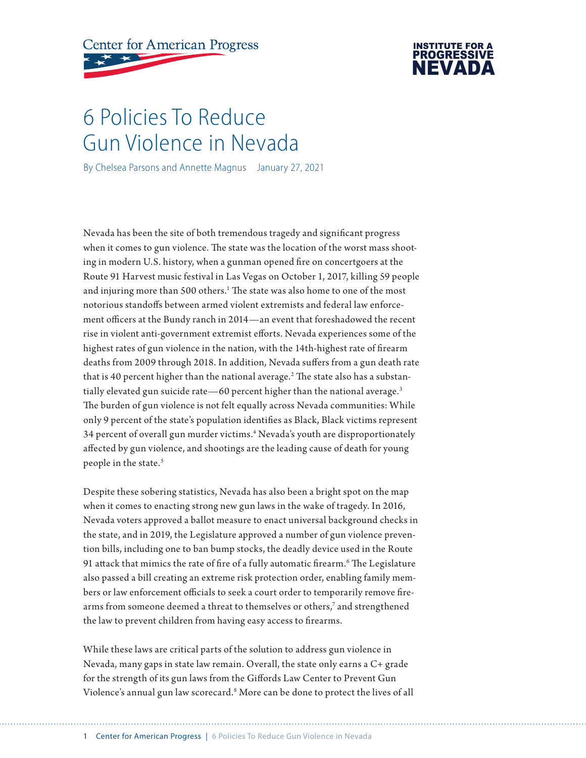Center for American Progress

INSTITUTE FOR A PROGRESSIVE NEVADA

# 6 Policies To Reduce Gun Violence in Nevada

By Chelsea Parsons and Annette Magnus January 27, 2021

Nevada has been the site of both tremendous tragedy and significant progress when it comes to gun violence. The state was the location of the worst mass shooting in modern U.S. history, when a gunman opened fire on concertgoers at the Route 91 Harvest music festival in Las Vegas on October 1, 2017, killing 59 people and injuring more than 500 others.[1] The state was also home to one of the most notorious standoffs between armed violent extremists and federal law enforcement officers at the Bundy ranch in 2014—an event that foreshadowed the recent rise in violent anti-government extremist efforts. Nevada experiences some of the highest rates of gun violence in the nation, with the 14th-highest rate of firearm deaths from 2009 through 2018. In addition, Nevada suffers from a gun death rate that is 40 percent higher than the national average.[2] The state also has a substantially elevated gun suicide rate—60 percent higher than the national average.[3] The burden of gun violence is not felt equally across Nevada communities: While only 9 percent of the state's population identifies as Black, Black victims represent 34 percent of overall gun murder victims.[4] Nevada's youth are disproportionately affected by gun violence, and shootings are the leading cause of death for young people in the state.[5]

Despite these sobering statistics, Nevada has also been a bright spot on the map when it comes to enacting strong new gun laws in the wake of tragedy. In 2016, Nevada voters approved a ballot measure to enact universal background checks in the state, and in 2019, the Legislature approved a number of gun violence prevention bills, including one to ban bump stocks, the deadly device used in the Route 91 attack that mimics the rate of fire of a fully automatic firearm.[6] The Legislature also passed a bill creating an extreme risk protection order, enabling family members or law enforcement officials to seek a court order to temporarily remove firearms from someone deemed a threat to themselves or others,[7] and strengthened the law to prevent children from having easy access to firearms.

While these laws are critical parts of the solution to address gun violence in Nevada, many gaps in state law remain. Overall, the state only earns a C+ grade for the strength of its gun laws from the Giffords Law Center to Prevent Gun Violence's annual gun law scorecard.[8] More can be done to protect the lives of all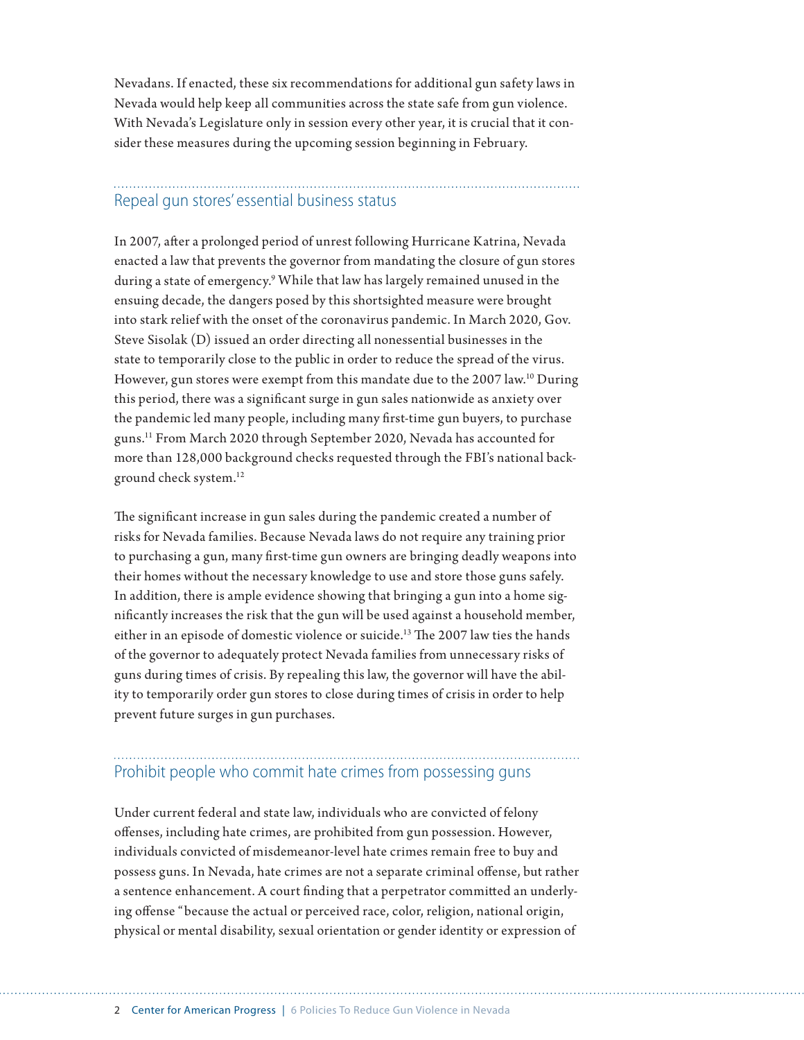Nevadans. If enacted, these six recommendations for additional gun safety laws in Nevada would help keep all communities across the state safe from gun violence. With Nevada's Legislature only in session every other year, it is crucial that it consider these measures during the upcoming session beginning in February.

## Repeal gun stores' essential business status

In 2007, after a prolonged period of unrest following Hurricane Katrina, Nevada enacted a law that prevents the governor from mandating the closure of gun stores during a state of emergency.[9] While that law has largely remained unused in the ensuing decade, the dangers posed by this shortsighted measure were brought into stark relief with the onset of the coronavirus pandemic. In March 2020, Gov. Steve Sisolak (D) issued an order directing all nonessential businesses in the state to temporarily close to the public in order to reduce the spread of the virus. However, gun stores were exempt from this mandate due to the 2007 law.[10] During this period, there was a significant surge in gun sales nationwide as anxiety over the pandemic led many people, including many first-time gun buyers, to purchase guns.[11] From March 2020 through September 2020, Nevada has accounted for more than 128,000 background checks requested through the FBI's national background check system.[12]

The significant increase in gun sales during the pandemic created a number of risks for Nevada families. Because Nevada laws do not require any training prior to purchasing a gun, many first-time gun owners are bringing deadly weapons into their homes without the necessary knowledge to use and store those guns safely. In addition, there is ample evidence showing that bringing a gun into a home significantly increases the risk that the gun will be used against a household member, either in an episode of domestic violence or suicide.[13] The 2007 law ties the hands of the governor to adequately protect Nevada families from unnecessary risks of guns during times of crisis. By repealing this law, the governor will have the ability to temporarily order gun stores to close during times of crisis in order to help prevent future surges in gun purchases.

## Prohibit people who commit hate crimes from possessing guns

Under current federal and state law, individuals who are convicted of felony offenses, including hate crimes, are prohibited from gun possession. However, individuals convicted of misdemeanor-level hate crimes remain free to buy and possess guns. In Nevada, hate crimes are not a separate criminal offense, but rather a sentence enhancement. A court finding that a perpetrator committed an underlying offense "because the actual or perceived race, color, religion, national origin, physical or mental disability, sexual orientation or gender identity or expression of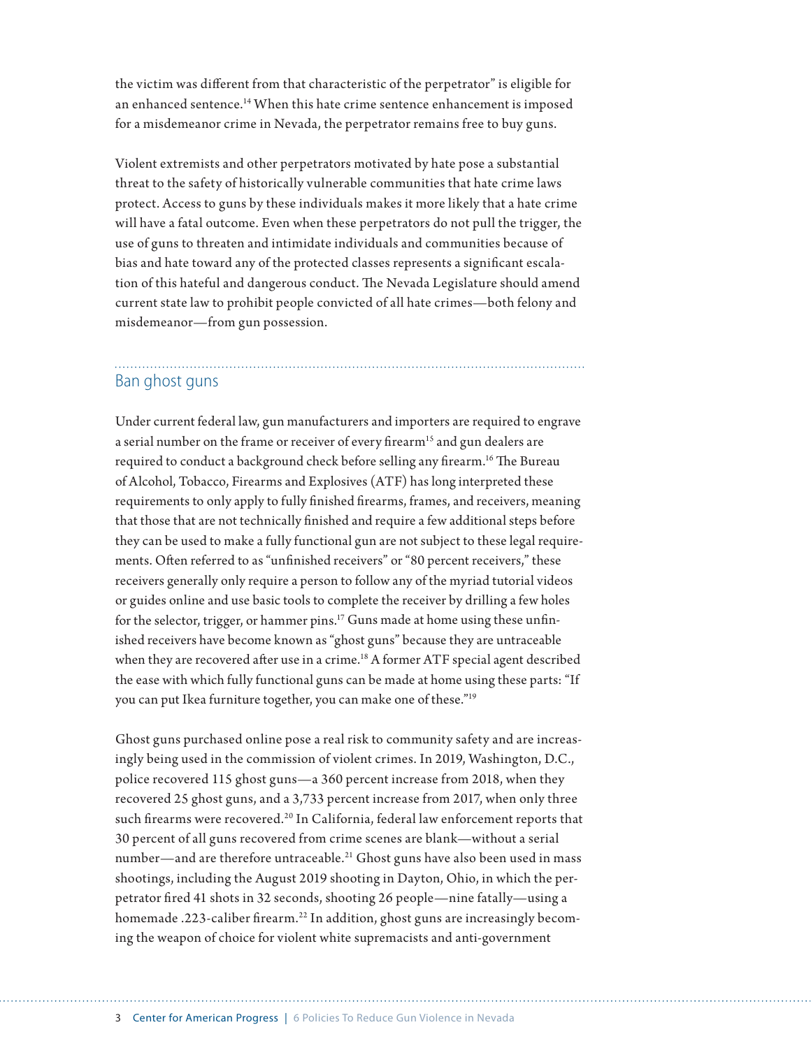the victim was different from that characteristic of the perpetrator" is eligible for an enhanced sentence.[14] When this hate crime sentence enhancement is imposed for a misdemeanor crime in Nevada, the perpetrator remains free to buy guns.

Violent extremists and other perpetrators motivated by hate pose a substantial threat to the safety of historically vulnerable communities that hate crime laws protect. Access to guns by these individuals makes it more likely that a hate crime will have a fatal outcome. Even when these perpetrators do not pull the trigger, the use of guns to threaten and intimidate individuals and communities because of bias and hate toward any of the protected classes represents a significant escalation of this hateful and dangerous conduct. The Nevada Legislature should amend current state law to prohibit people convicted of all hate crimes—both felony and misdemeanor—from gun possession.

## Ban ghost guns

Under current federal law, gun manufacturers and importers are required to engrave a serial number on the frame or receiver of every firearm[15] and gun dealers are required to conduct a background check before selling any firearm.[16] The Bureau of Alcohol, Tobacco, Firearms and Explosives (ATF) has long interpreted these requirements to only apply to fully finished firearms, frames, and receivers, meaning that those that are not technically finished and require a few additional steps before they can be used to make a fully functional gun are not subject to these legal requirements. Often referred to as "unfinished receivers" or "80 percent receivers," these receivers generally only require a person to follow any of the myriad tutorial videos or guides online and use basic tools to complete the receiver by drilling a few holes for the selector, trigger, or hammer pins.[17] Guns made at home using these unfinished receivers have become known as "ghost guns" because they are untraceable when they are recovered after use in a crime.[18] A former ATF special agent described the ease with which fully functional guns can be made at home using these parts: "If you can put Ikea furniture together, you can make one of these."[19]

Ghost guns purchased online pose a real risk to community safety and are increasingly being used in the commission of violent crimes. In 2019, Washington, D.C., police recovered 115 ghost guns—a 360 percent increase from 2018, when they recovered 25 ghost guns, and a 3,733 percent increase from 2017, when only three such firearms were recovered.[20] In California, federal law enforcement reports that 30 percent of all guns recovered from crime scenes are blank—without a serial number—and are therefore untraceable.[21] Ghost guns have also been used in mass shootings, including the August 2019 shooting in Dayton, Ohio, in which the perpetrator fired 41 shots in 32 seconds, shooting 26 people—nine fatally—using a homemade .223-caliber firearm.[22] In addition, ghost guns are increasingly becoming the weapon of choice for violent white supremacists and anti-government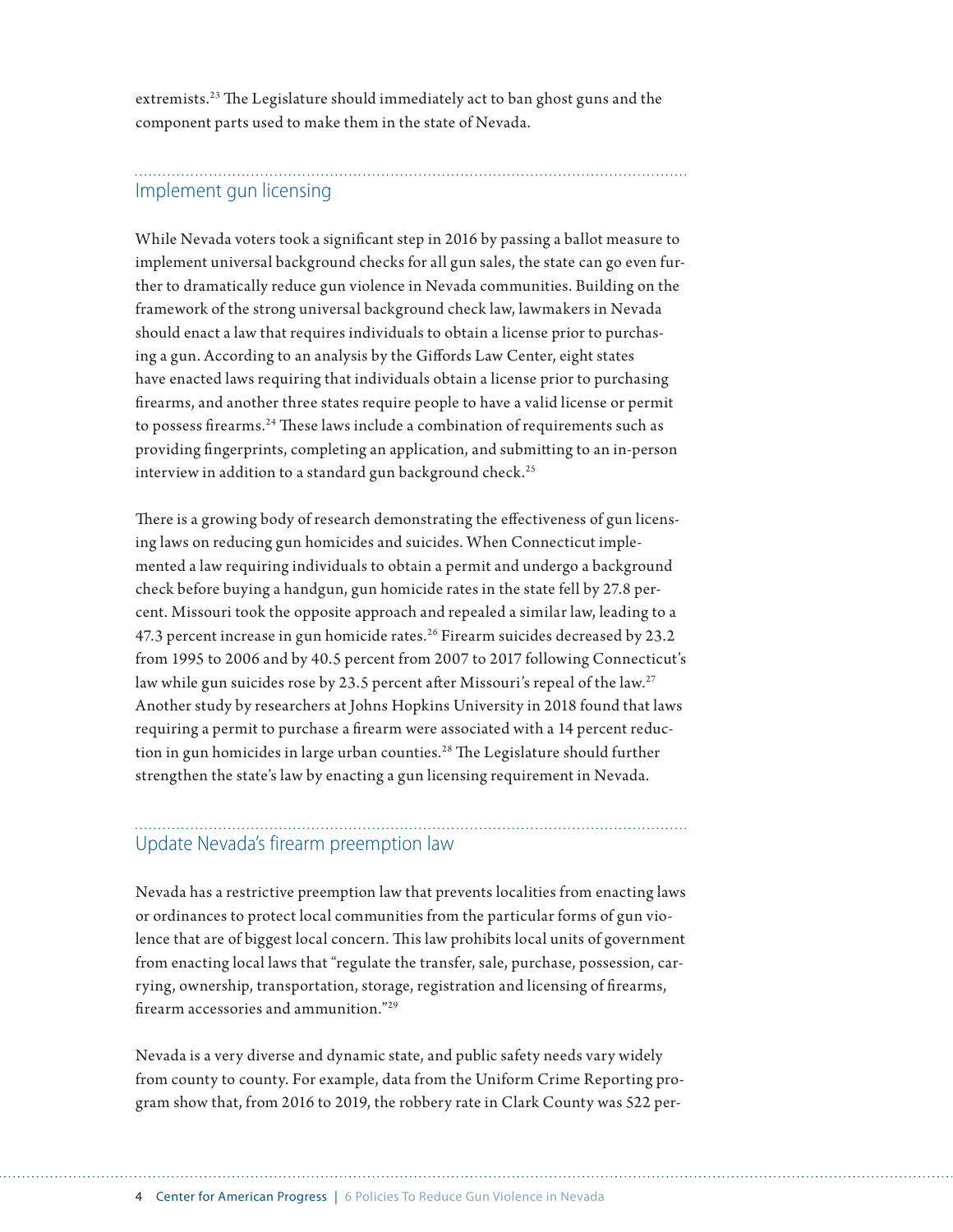extremists.[23] The Legislature should immediately act to ban ghost guns and the component parts used to make them in the state of Nevada.

## Implement gun licensing

While Nevada voters took a significant step in 2016 by passing a ballot measure to implement universal background checks for all gun sales, the state can go even further to dramatically reduce gun violence in Nevada communities. Building on the framework of the strong universal background check law, lawmakers in Nevada should enact a law that requires individuals to obtain a license prior to purchasing a gun. According to an analysis by the Giffords Law Center, eight states have enacted laws requiring that individuals obtain a license prior to purchasing firearms, and another three states require people to have a valid license or permit to possess firearms.[24] These laws include a combination of requirements such as providing fingerprints, completing an application, and submitting to an in-person interview in addition to a standard gun background check.[25]

There is a growing body of research demonstrating the effectiveness of gun licensing laws on reducing gun homicides and suicides. When Connecticut implemented a law requiring individuals to obtain a permit and undergo a background check before buying a handgun, gun homicide rates in the state fell by 27.8 percent. Missouri took the opposite approach and repealed a similar law, leading to a 47.3 percent increase in gun homicide rates.[26] Firearm suicides decreased by 23.2 from 1995 to 2006 and by 40.5 percent from 2007 to 2017 following Connecticut's law while gun suicides rose by 23.5 percent after Missouri's repeal of the law.[27] Another study by researchers at Johns Hopkins University in 2018 found that laws requiring a permit to purchase a firearm were associated with a 14 percent reduction in gun homicides in large urban counties.[28] The Legislature should further strengthen the state's law by enacting a gun licensing requirement in Nevada.

## Update Nevada's firearm preemption law

Nevada has a restrictive preemption law that prevents localities from enacting laws or ordinances to protect local communities from the particular forms of gun violence that are of biggest local concern. This law prohibits local units of government from enacting local laws that "regulate the transfer, sale, purchase, possession, carrying, ownership, transportation, storage, registration and licensing of firearms, firearm accessories and ammunition."[29]

Nevada is a very diverse and dynamic state, and public safety needs vary widely from county to county. For example, data from the Uniform Crime Reporting program show that, from 2016 to 2019, the robbery rate in Clark County was 522 per-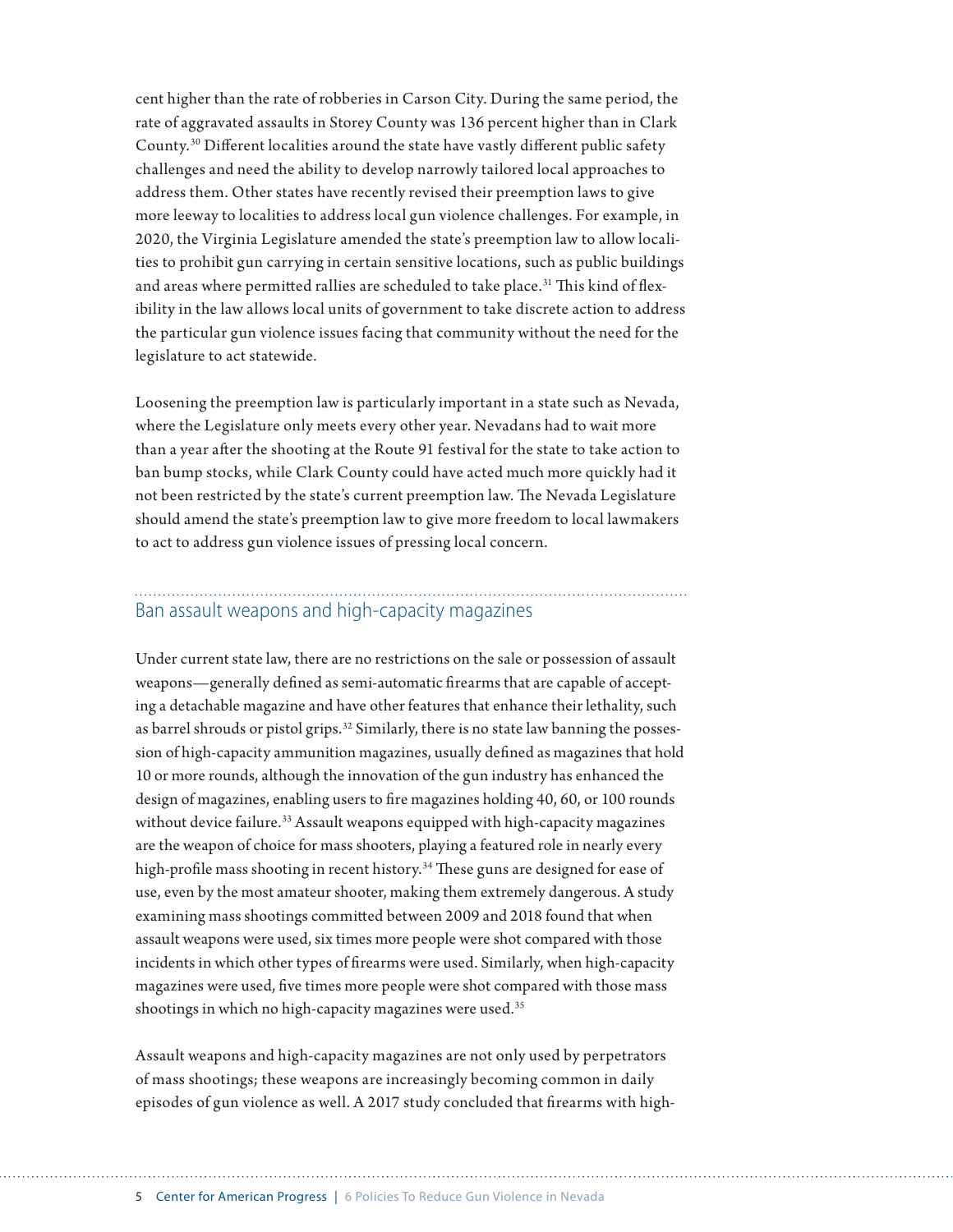cent higher than the rate of robberies in Carson City. During the same period, the rate of aggravated assaults in Storey County was 136 percent higher than in Clark County.[30] Different localities around the state have vastly different public safety challenges and need the ability to develop narrowly tailored local approaches to address them. Other states have recently revised their preemption laws to give more leeway to localities to address local gun violence challenges. For example, in 2020, the Virginia Legislature amended the state's preemption law to allow localities to prohibit gun carrying in certain sensitive locations, such as public buildings and areas where permitted rallies are scheduled to take place.[31] This kind of flexibility in the law allows local units of government to take discrete action to address the particular gun violence issues facing that community without the need for the legislature to act statewide.

Loosening the preemption law is particularly important in a state such as Nevada, where the Legislature only meets every other year. Nevadans had to wait more than a year after the shooting at the Route 91 festival for the state to take action to ban bump stocks, while Clark County could have acted much more quickly had it not been restricted by the state's current preemption law. The Nevada Legislature should amend the state's preemption law to give more freedom to local lawmakers to act to address gun violence issues of pressing local concern.

## Ban assault weapons and high-capacity magazines

Under current state law, there are no restrictions on the sale or possession of assault weapons—generally defined as semi-automatic firearms that are capable of accepting a detachable magazine and have other features that enhance their lethality, such as barrel shrouds or pistol grips.[32] Similarly, there is no state law banning the possession of high-capacity ammunition magazines, usually defined as magazines that hold 10 or more rounds, although the innovation of the gun industry has enhanced the design of magazines, enabling users to fire magazines holding 40, 60, or 100 rounds without device failure.[33] Assault weapons equipped with high-capacity magazines are the weapon of choice for mass shooters, playing a featured role in nearly every high-profile mass shooting in recent history.[34] These guns are designed for ease of use, even by the most amateur shooter, making them extremely dangerous. A study examining mass shootings committed between 2009 and 2018 found that when assault weapons were used, six times more people were shot compared with those incidents in which other types of firearms were used. Similarly, when high-capacity magazines were used, five times more people were shot compared with those mass shootings in which no high-capacity magazines were used.[35]

Assault weapons and high-capacity magazines are not only used by perpetrators of mass shootings; these weapons are increasingly becoming common in daily episodes of gun violence as well. A 2017 study concluded that firearms with high-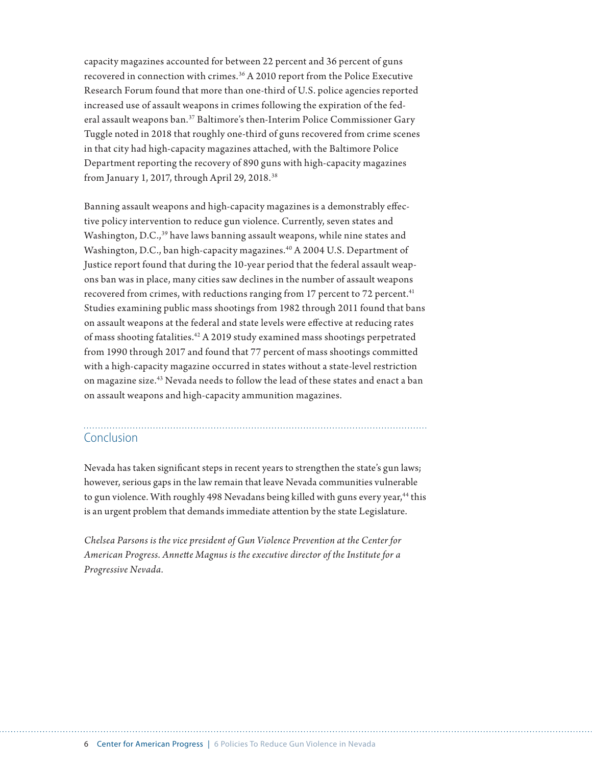capacity magazines accounted for between 22 percent and 36 percent of guns recovered in connection with crimes.[36] A 2010 report from the Police Executive Research Forum found that more than one-third of U.S. police agencies reported increased use of assault weapons in crimes following the expiration of the federal assault weapons ban.[37] Baltimore's then-Interim Police Commissioner Gary Tuggle noted in 2018 that roughly one-third of guns recovered from crime scenes in that city had high-capacity magazines attached, with the Baltimore Police Department reporting the recovery of 890 guns with high-capacity magazines from January 1, 2017, through April 29, 2018.[38]

Banning assault weapons and high-capacity magazines is a demonstrably effective policy intervention to reduce gun violence. Currently, seven states and Washington, D.C.,[39] have laws banning assault weapons, while nine states and Washington, D.C., ban high-capacity magazines.[40] A 2004 U.S. Department of Justice report found that during the 10-year period that the federal assault weapons ban was in place, many cities saw declines in the number of assault weapons recovered from crimes, with reductions ranging from 17 percent to 72 percent.[41] Studies examining public mass shootings from 1982 through 2011 found that bans on assault weapons at the federal and state levels were effective at reducing rates of mass shooting fatalities.[42] A 2019 study examined mass shootings perpetrated from 1990 through 2017 and found that 77 percent of mass shootings committed with a high-capacity magazine occurred in states without a state-level restriction on magazine size.[43] Nevada needs to follow the lead of these states and enact a ban on assault weapons and high-capacity ammunition magazines.

## Conclusion

Nevada has taken significant steps in recent years to strengthen the state's gun laws; however, serious gaps in the law remain that leave Nevada communities vulnerable to gun violence. With roughly 498 Nevadans being killed with guns every year,[44] this is an urgent problem that demands immediate attention by the state Legislature.

*Chelsea Parsons is the vice president of Gun Violence Prevention at the Center for American Progress. Annette Magnus is the executive director of the Institute for a Progressive Nevada.*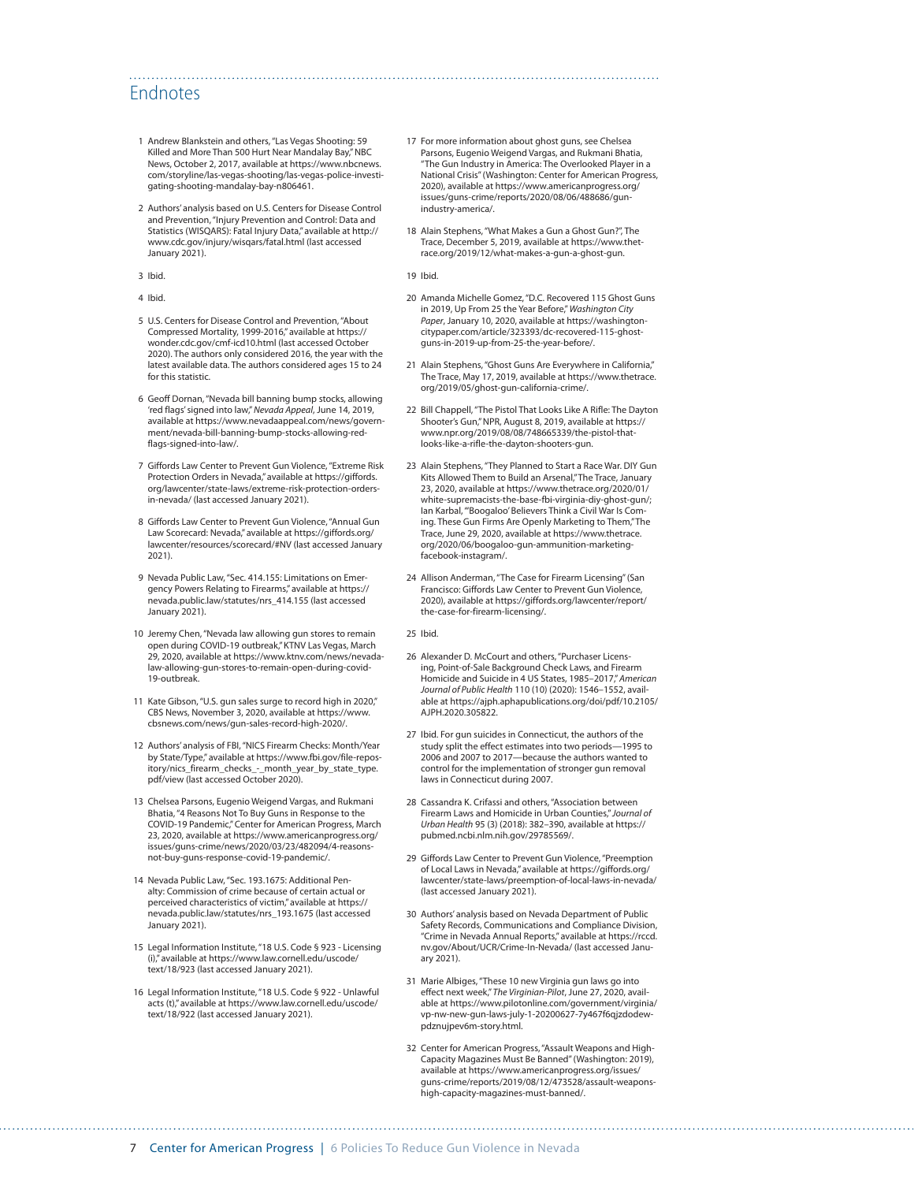## Endnotes

1. Andrew Blankstein and others, "Las Vegas Shooting: 59 Killed and More Than 500 Hurt Near Mandalay Bay," NBC News, October 2, 2017, available at https://www.nbcnews.com/storyline/las-vegas-shooting/las-vegas-police-investigating-shooting-mandalay-bay-n806461.

2. Authors' analysis based on U.S. Centers for Disease Control and Prevention, "Injury Prevention and Control: Data and Statistics (WISQARS): Fatal Injury Data," available at http://www.cdc.gov/injury/wisqars/fatal.html (last accessed January 2021).

3. Ibid.

4. Ibid.

5. U.S. Centers for Disease Control and Prevention, "About Compressed Mortality, 1999-2016," available at https://wonder.cdc.gov/cmf-icd10.html (last accessed October 2020). The authors only considered 2016, the year with the latest available data. The authors considered ages 15 to 24 for this statistic.

6. Geoff Dornan, "Nevada bill banning bump stocks, allowing 'red flags' signed into law," *Nevada Appeal*, June 14, 2019, available at https://www.nevadaappeal.com/news/government/nevada-bill-banning-bump-stocks-allowing-red-flags-signed-into-law/.

7. Giffords Law Center to Prevent Gun Violence, "Extreme Risk Protection Orders in Nevada," available at https://giffords.org/lawcenter/state-laws/extreme-risk-protection-orders-in-nevada/ (last accessed January 2021).

8. Giffords Law Center to Prevent Gun Violence, "Annual Gun Law Scorecard: Nevada," available at https://giffords.org/lawcenter/resources/scorecard/#NV (last accessed January 2021).

9. Nevada Public Law, "Sec. 414.155: Limitations on Emergency Powers Relating to Firearms," available at https://nevada.public.law/statutes/nrs_414.155 (last accessed January 2021).

10. Jeremy Chen, "Nevada law allowing gun stores to remain open during COVID-19 outbreak," KTNV Las Vegas, March 29, 2020, available at https://www.ktnv.com/news/nevada-law-allowing-gun-stores-to-remain-open-during-covid-19-outbreak.

11. Kate Gibson, "U.S. gun sales surge to record high in 2020," CBS News, November 3, 2020, available at https://www.cbsnews.com/news/gun-sales-record-high-2020/.

12. Authors' analysis of FBI, "NICS Firearm Checks: Month/Year by State/Type," available at https://www.fbi.gov/file-repository/nics_firearm_checks_-_month_year_by_state_type.pdf/view (last accessed October 2020).

13. Chelsea Parsons, Eugenio Weigend Vargas, and Rukmani Bhatia, "4 Reasons Not To Buy Guns in Response to the COVID-19 Pandemic," Center for American Progress, March 23, 2020, available at https://www.americanprogress.org/issues/guns-crime/news/2020/03/23/482094/4-reasons-not-buy-guns-response-covid-19-pandemic/.

14. Nevada Public Law, "Sec. 193.1675: Additional Penalty: Commission of crime because of certain actual or perceived characteristics of victim," available at https://nevada.public.law/statutes/nrs_193.1675 (last accessed January 2021).

15. Legal Information Institute, "18 U.S. Code § 923 - Licensing (i)," available at https://www.law.cornell.edu/uscode/text/18/923 (last accessed January 2021).

16. Legal Information Institute, "18 U.S. Code § 922 - Unlawful acts (t)," available at https://www.law.cornell.edu/uscode/text/18/922 (last accessed January 2021).

17. For more information about ghost guns, see Chelsea Parsons, Eugenio Weigend Vargas, and Rukmani Bhatia, "The Gun Industry in America: The Overlooked Player in a National Crisis" (Washington: Center for American Progress, 2020), available at https://www.americanprogress.org/issues/guns-crime/reports/2020/08/06/488686/gun-industry-america/.

18. Alain Stephens, "What Makes a Gun a Ghost Gun?", The Trace, December 5, 2019, available at https://www.thetrace.org/2019/12/what-makes-a-gun-a-ghost-gun.

19. Ibid.

20. Amanda Michelle Gomez, "D.C. Recovered 115 Ghost Guns in 2019, Up From 25 the Year Before," *Washington City Paper*, January 10, 2020, available at https://washingtoncitypaper.com/article/323393/dc-recovered-115-ghost-guns-in-2019-up-from-25-the-year-before/.

21. Alain Stephens, "Ghost Guns Are Everywhere in California," The Trace, May 17, 2019, available at https://www.thetrace.org/2019/05/ghost-gun-california-crime/.

22. Bill Chappell, "The Pistol That Looks Like A Rifle: The Dayton Shooter's Gun," NPR, August 8, 2019, available at https://www.npr.org/2019/08/08/748665339/the-pistol-that-looks-like-a-rifle-the-dayton-shooters-gun.

23. Alain Stephens, "They Planned to Start a Race War. DIY Gun Kits Allowed Them to Build an Arsenal," The Trace, January 23, 2020, available at https://www.thetrace.org/2020/01/white-supremacists-the-base-fbi-virginia-diy-ghost-gun/; Ian Karbal, "'Boogaloo' Believers Think a Civil War Is Coming. These Gun Firms Are Openly Marketing to Them," The Trace, June 29, 2020, available at https://www.thetrace.org/2020/06/boogaloo-gun-ammunition-marketing-facebook-instagram/.

24. Allison Anderman, "The Case for Firearm Licensing" (San Francisco: Giffords Law Center to Prevent Gun Violence, 2020), available at https://giffords.org/lawcenter/report/the-case-for-firearm-licensing/.

25. Ibid.

26. Alexander D. McCourt and others, "Purchaser Licensing, Point-of-Sale Background Check Laws, and Firearm Homicide and Suicide in 4 US States, 1985–2017," *American Journal of Public Health* 110 (10) (2020): 1546–1552, available at https://ajph.aphapublications.org/doi/pdf/10.2105/AJPH.2020.305822.

27. Ibid. For gun suicides in Connecticut, the authors of the study split the effect estimates into two periods—1995 to 2006 and 2007 to 2017—because the authors wanted to control for the implementation of stronger gun removal laws in Connecticut during 2007.

28. Cassandra K. Crifassi and others, "Association between Firearm Laws and Homicide in Urban Counties," *Journal of Urban Health* 95 (3) (2018): 382–390, available at https://pubmed.ncbi.nlm.nih.gov/29785569/.

29. Giffords Law Center to Prevent Gun Violence, "Preemption of Local Laws in Nevada," available at https://giffords.org/lawcenter/state-laws/preemption-of-local-laws-in-nevada/ (last accessed January 2021).

30. Authors' analysis based on Nevada Department of Public Safety Records, Communications and Compliance Division, "Crime in Nevada Annual Reports," available at https://rccd.nv.gov/About/UCR/Crime-In-Nevada/ (last accessed January 2021).

31. Marie Albiges, "These 10 new Virginia gun laws go into effect next week," *The Virginian-Pilot*, June 27, 2020, available at https://www.pilotonline.com/government/virginia/vp-nw-new-gun-laws-july-1-20200627-7y467f6qjzdodew-pdznujpev6m-story.html.

32. Center for American Progress, "Assault Weapons and High-Capacity Magazines Must Be Banned" (Washington: 2019), available at https://www.americanprogress.org/issues/guns-crime/reports/2019/08/12/473528/assault-weapons-high-capacity-magazines-must-banned/.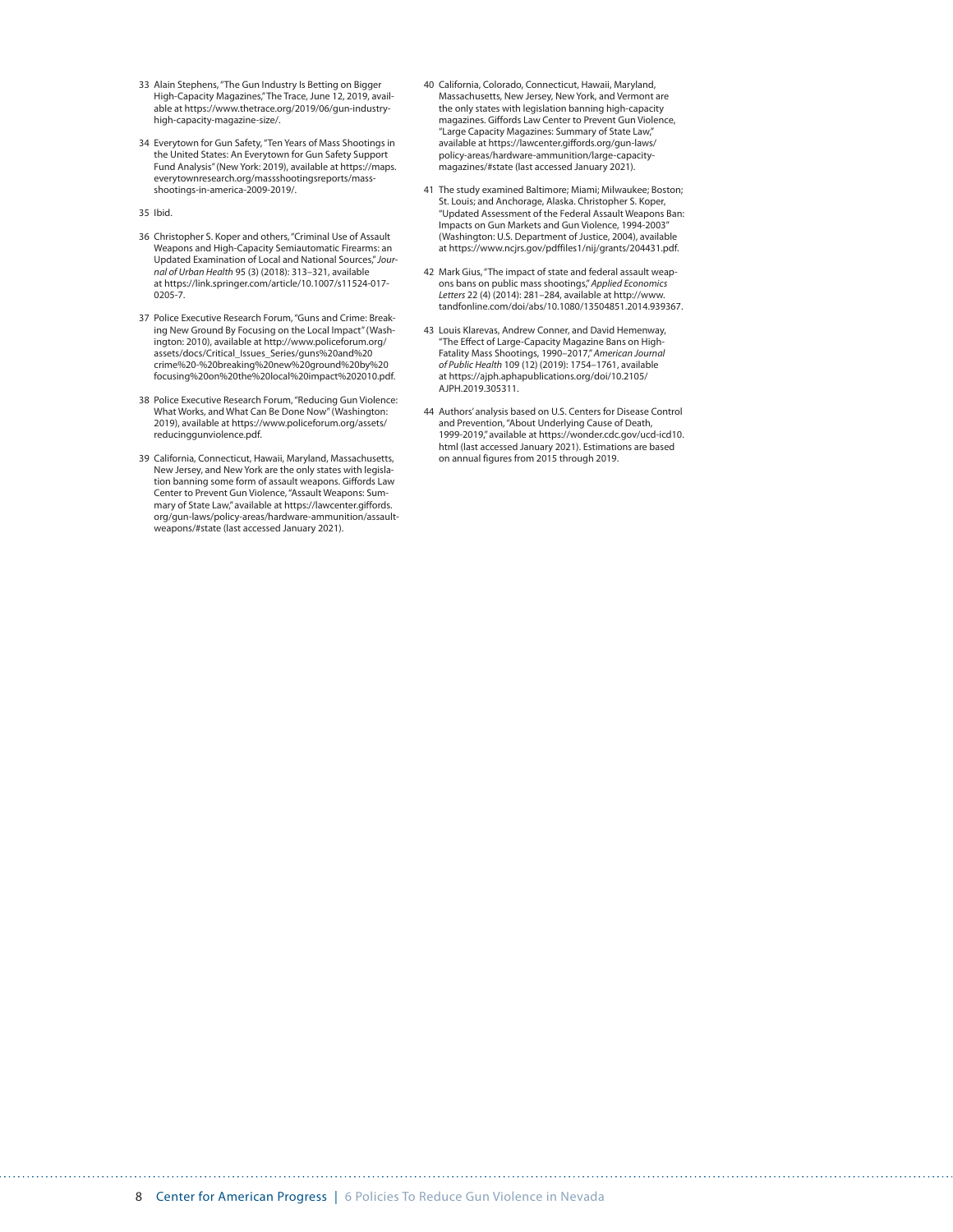33 Alain Stephens, "The Gun Industry Is Betting on Bigger High-Capacity Magazines," The Trace, June 12, 2019, available at https://www.thetrace.org/2019/06/gun-industry-high-capacity-magazine-size/.

34 Everytown for Gun Safety, "Ten Years of Mass Shootings in the United States: An Everytown for Gun Safety Support Fund Analysis" (New York: 2019), available at https://maps.everytownresearch.org/massshootingsreports/mass-shootings-in-america-2009-2019/.

35 Ibid.

36 Christopher S. Koper and others, "Criminal Use of Assault Weapons and High-Capacity Semiautomatic Firearms: an Updated Examination of Local and National Sources," *Journal of Urban Health* 95 (3) (2018): 313–321, available at https://link.springer.com/article/10.1007/s11524-017-0205-7.

37 Police Executive Research Forum, "Guns and Crime: Breaking New Ground By Focusing on the Local Impact" (Washington: 2010), available at http://www.policeforum.org/assets/docs/Critical_Issues_Series/guns%20and%20crime%20-%20breaking%20new%20ground%20by%20focusing%20on%20the%20local%20impact%202010.pdf.

38 Police Executive Research Forum, "Reducing Gun Violence: What Works, and What Can Be Done Now" (Washington: 2019), available at https://www.policeforum.org/assets/reducinggunviolence.pdf.

39 California, Connecticut, Hawaii, Maryland, Massachusetts, New Jersey, and New York are the only states with legislation banning some form of assault weapons. Giffords Law Center to Prevent Gun Violence, "Assault Weapons: Summary of State Law," available at https://lawcenter.giffords.org/gun-laws/policy-areas/hardware-ammunition/assault-weapons/#state (last accessed January 2021).

40 California, Colorado, Connecticut, Hawaii, Maryland, Massachusetts, New Jersey, New York, and Vermont are the only states with legislation banning high-capacity magazines. Giffords Law Center to Prevent Gun Violence, "Large Capacity Magazines: Summary of State Law," available at https://lawcenter.giffords.org/gun-laws/policy-areas/hardware-ammunition/large-capacity-magazines/#state (last accessed January 2021).

41 The study examined Baltimore; Miami; Milwaukee; Boston; St. Louis; and Anchorage, Alaska. Christopher S. Koper, "Updated Assessment of the Federal Assault Weapons Ban: Impacts on Gun Markets and Gun Violence, 1994-2003" (Washington: U.S. Department of Justice, 2004), available at https://www.ncjrs.gov/pdffiles1/nij/grants/204431.pdf.

42 Mark Gius, "The impact of state and federal assault weapons bans on public mass shootings," *Applied Economics Letters* 22 (4) (2014): 281–284, available at http://www.tandfonline.com/doi/abs/10.1080/13504851.2014.939367.

43 Louis Klarevas, Andrew Conner, and David Hemenway, "The Effect of Large-Capacity Magazine Bans on High-Fatality Mass Shootings, 1990–2017," *American Journal of Public Health* 109 (12) (2019): 1754–1761, available at https://ajph.aphapublications.org/doi/10.2105/AJPH.2019.305311.

44 Authors' analysis based on U.S. Centers for Disease Control and Prevention, "About Underlying Cause of Death, 1999-2019," available at https://wonder.cdc.gov/ucd-icd10.html (last accessed January 2021). Estimations are based on annual figures from 2015 through 2019.